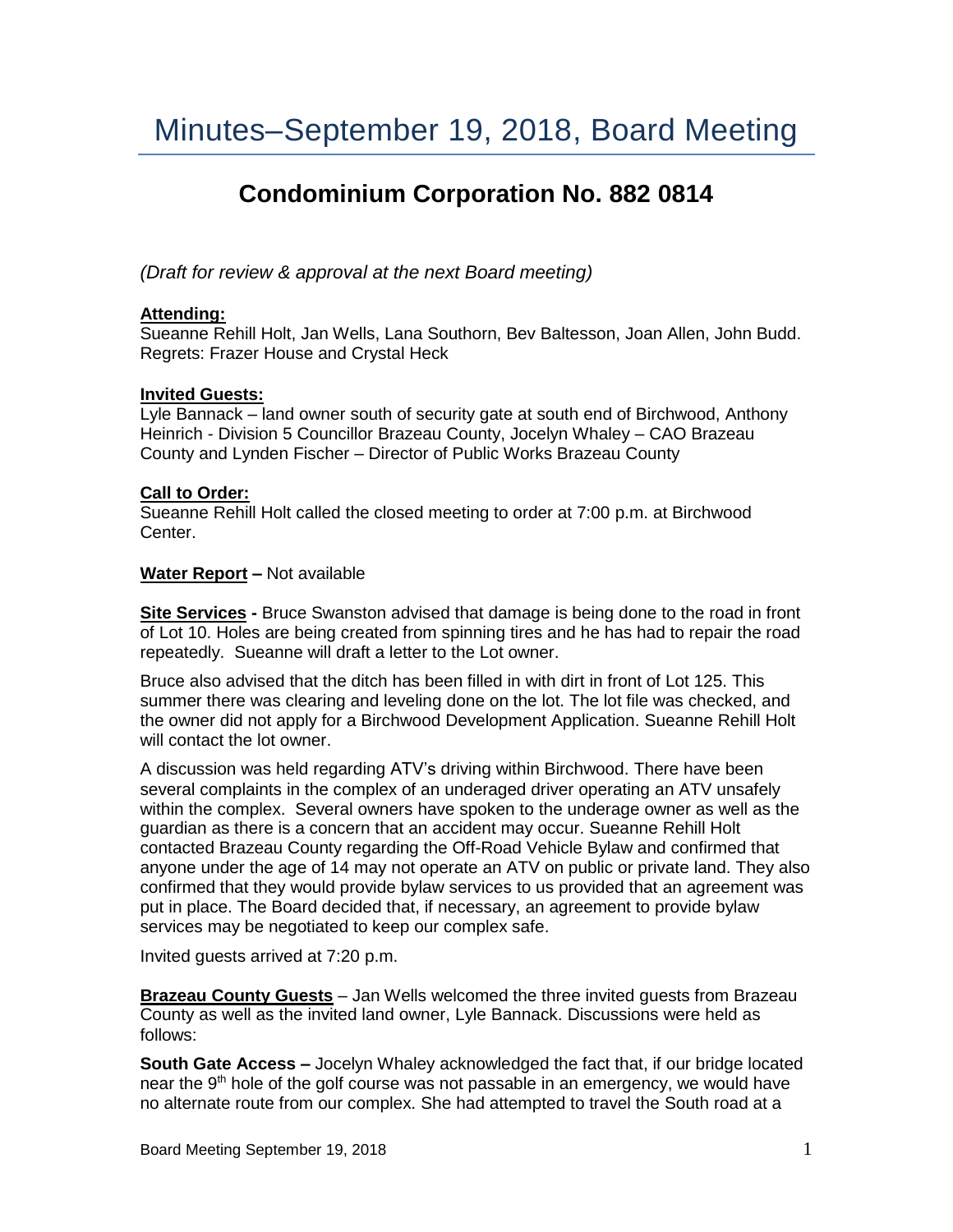# Minutes–September 19, 2018, Board Meeting

## Condominium Corporation No. 882 0814

*(Draft for review & approval at the next Board meeting)*

**Attending:**
Sueanne Rehill Holt, Jan Wells, Lana Southorn, Bev Baltesson, Joan Allen, John Budd. Regrets: Frazer House and Crystal Heck

**Invited Guests:**
Lyle Bannack – land owner south of security gate at south end of Birchwood, Anthony Heinrich - Division 5 Councillor Brazeau County, Jocelyn Whaley – CAO Brazeau County and Lynden Fischer – Director of Public Works Brazeau County

**Call to Order:**
Sueanne Rehill Holt called the closed meeting to order at 7:00 p.m. at Birchwood Center.

**Water Report –** Not available

**Site Services -** Bruce Swanston advised that damage is being done to the road in front of Lot 10. Holes are being created from spinning tires and he has had to repair the road repeatedly. Sueanne will draft a letter to the Lot owner.

Bruce also advised that the ditch has been filled in with dirt in front of Lot 125. This summer there was clearing and leveling done on the lot. The lot file was checked, and the owner did not apply for a Birchwood Development Application. Sueanne Rehill Holt will contact the lot owner.

A discussion was held regarding ATV's driving within Birchwood. There have been several complaints in the complex of an underaged driver operating an ATV unsafely within the complex. Several owners have spoken to the underage owner as well as the guardian as there is a concern that an accident may occur. Sueanne Rehill Holt contacted Brazeau County regarding the Off-Road Vehicle Bylaw and confirmed that anyone under the age of 14 may not operate an ATV on public or private land. They also confirmed that they would provide bylaw services to us provided that an agreement was put in place. The Board decided that, if necessary, an agreement to provide bylaw services may be negotiated to keep our complex safe.

Invited guests arrived at 7:20 p.m.

**Brazeau County Guests** – Jan Wells welcomed the three invited guests from Brazeau County as well as the invited land owner, Lyle Bannack. Discussions were held as follows:

**South Gate Access –** Jocelyn Whaley acknowledged the fact that, if our bridge located near the 9th hole of the golf course was not passable in an emergency, we would have no alternate route from our complex. She had attempted to travel the South road at a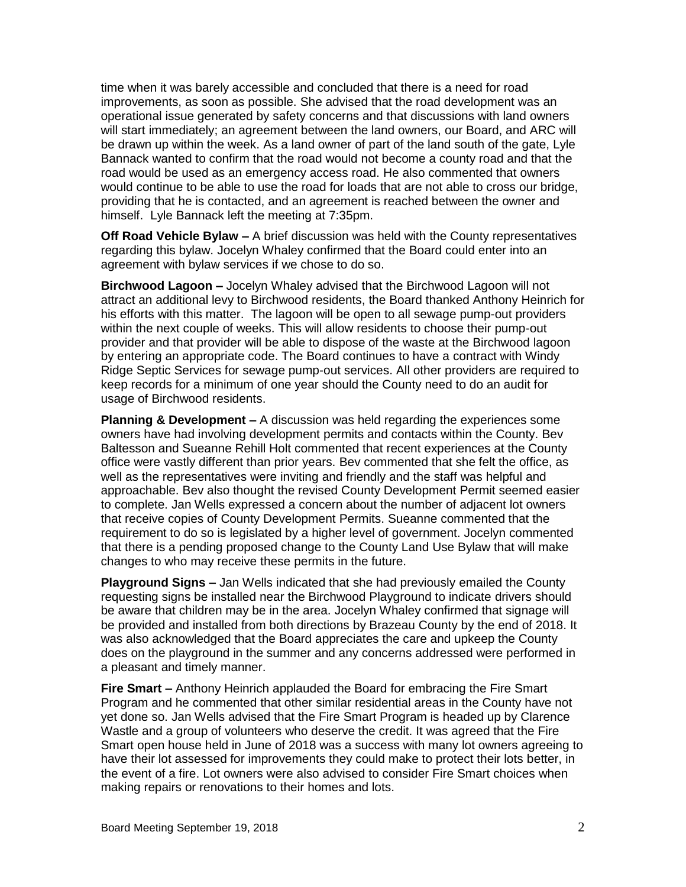time when it was barely accessible and concluded that there is a need for road improvements, as soon as possible. She advised that the road development was an operational issue generated by safety concerns and that discussions with land owners will start immediately; an agreement between the land owners, our Board, and ARC will be drawn up within the week. As a land owner of part of the land south of the gate, Lyle Bannack wanted to confirm that the road would not become a county road and that the road would be used as an emergency access road. He also commented that owners would continue to be able to use the road for loads that are not able to cross our bridge, providing that he is contacted, and an agreement is reached between the owner and himself. Lyle Bannack left the meeting at 7:35pm.

**Off Road Vehicle Bylaw –** A brief discussion was held with the County representatives regarding this bylaw. Jocelyn Whaley confirmed that the Board could enter into an agreement with bylaw services if we chose to do so.

**Birchwood Lagoon –** Jocelyn Whaley advised that the Birchwood Lagoon will not attract an additional levy to Birchwood residents, the Board thanked Anthony Heinrich for his efforts with this matter. The lagoon will be open to all sewage pump-out providers within the next couple of weeks. This will allow residents to choose their pump-out provider and that provider will be able to dispose of the waste at the Birchwood lagoon by entering an appropriate code. The Board continues to have a contract with Windy Ridge Septic Services for sewage pump-out services. All other providers are required to keep records for a minimum of one year should the County need to do an audit for usage of Birchwood residents.

**Planning & Development –** A discussion was held regarding the experiences some owners have had involving development permits and contacts within the County. Bev Baltesson and Sueanne Rehill Holt commented that recent experiences at the County office were vastly different than prior years. Bev commented that she felt the office, as well as the representatives were inviting and friendly and the staff was helpful and approachable. Bev also thought the revised County Development Permit seemed easier to complete. Jan Wells expressed a concern about the number of adjacent lot owners that receive copies of County Development Permits. Sueanne commented that the requirement to do so is legislated by a higher level of government. Jocelyn commented that there is a pending proposed change to the County Land Use Bylaw that will make changes to who may receive these permits in the future.

**Playground Signs –** Jan Wells indicated that she had previously emailed the County requesting signs be installed near the Birchwood Playground to indicate drivers should be aware that children may be in the area. Jocelyn Whaley confirmed that signage will be provided and installed from both directions by Brazeau County by the end of 2018. It was also acknowledged that the Board appreciates the care and upkeep the County does on the playground in the summer and any concerns addressed were performed in a pleasant and timely manner.

**Fire Smart –** Anthony Heinrich applauded the Board for embracing the Fire Smart Program and he commented that other similar residential areas in the County have not yet done so. Jan Wells advised that the Fire Smart Program is headed up by Clarence Wastle and a group of volunteers who deserve the credit. It was agreed that the Fire Smart open house held in June of 2018 was a success with many lot owners agreeing to have their lot assessed for improvements they could make to protect their lots better, in the event of a fire. Lot owners were also advised to consider Fire Smart choices when making repairs or renovations to their homes and lots.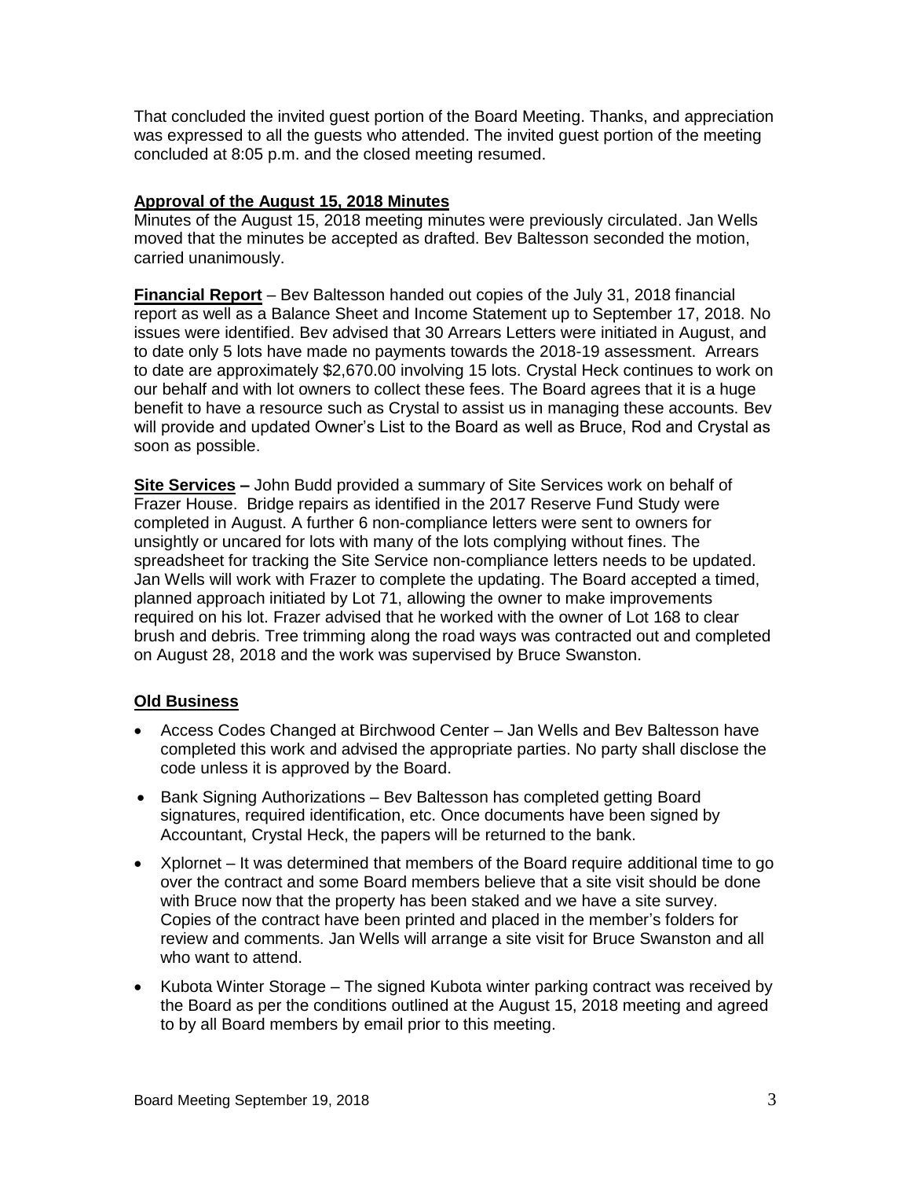That concluded the invited guest portion of the Board Meeting. Thanks, and appreciation was expressed to all the guests who attended. The invited guest portion of the meeting concluded at 8:05 p.m. and the closed meeting resumed.

**Approval of the August 15, 2018 Minutes**

Minutes of the August 15, 2018 meeting minutes were previously circulated. Jan Wells moved that the minutes be accepted as drafted. Bev Baltesson seconded the motion, carried unanimously.

**Financial Report** – Bev Baltesson handed out copies of the July 31, 2018 financial report as well as a Balance Sheet and Income Statement up to September 17, 2018. No issues were identified. Bev advised that 30 Arrears Letters were initiated in August, and to date only 5 lots have made no payments towards the 2018-19 assessment. Arrears to date are approximately $2,670.00 involving 15 lots. Crystal Heck continues to work on our behalf and with lot owners to collect these fees. The Board agrees that it is a huge benefit to have a resource such as Crystal to assist us in managing these accounts. Bev will provide and updated Owner's List to the Board as well as Bruce, Rod and Crystal as soon as possible.

**Site Services –** John Budd provided a summary of Site Services work on behalf of Frazer House. Bridge repairs as identified in the 2017 Reserve Fund Study were completed in August. A further 6 non-compliance letters were sent to owners for unsightly or uncared for lots with many of the lots complying without fines. The spreadsheet for tracking the Site Service non-compliance letters needs to be updated. Jan Wells will work with Frazer to complete the updating. The Board accepted a timed, planned approach initiated by Lot 71, allowing the owner to make improvements required on his lot. Frazer advised that he worked with the owner of Lot 168 to clear brush and debris. Tree trimming along the road ways was contracted out and completed on August 28, 2018 and the work was supervised by Bruce Swanston.

**Old Business**

- Access Codes Changed at Birchwood Center – Jan Wells and Bev Baltesson have completed this work and advised the appropriate parties. No party shall disclose the code unless it is approved by the Board.
- Bank Signing Authorizations – Bev Baltesson has completed getting Board signatures, required identification, etc. Once documents have been signed by Accountant, Crystal Heck, the papers will be returned to the bank.
- Xplornet – It was determined that members of the Board require additional time to go over the contract and some Board members believe that a site visit should be done with Bruce now that the property has been staked and we have a site survey. Copies of the contract have been printed and placed in the member's folders for review and comments. Jan Wells will arrange a site visit for Bruce Swanston and all who want to attend.
- Kubota Winter Storage – The signed Kubota winter parking contract was received by the Board as per the conditions outlined at the August 15, 2018 meeting and agreed to by all Board members by email prior to this meeting.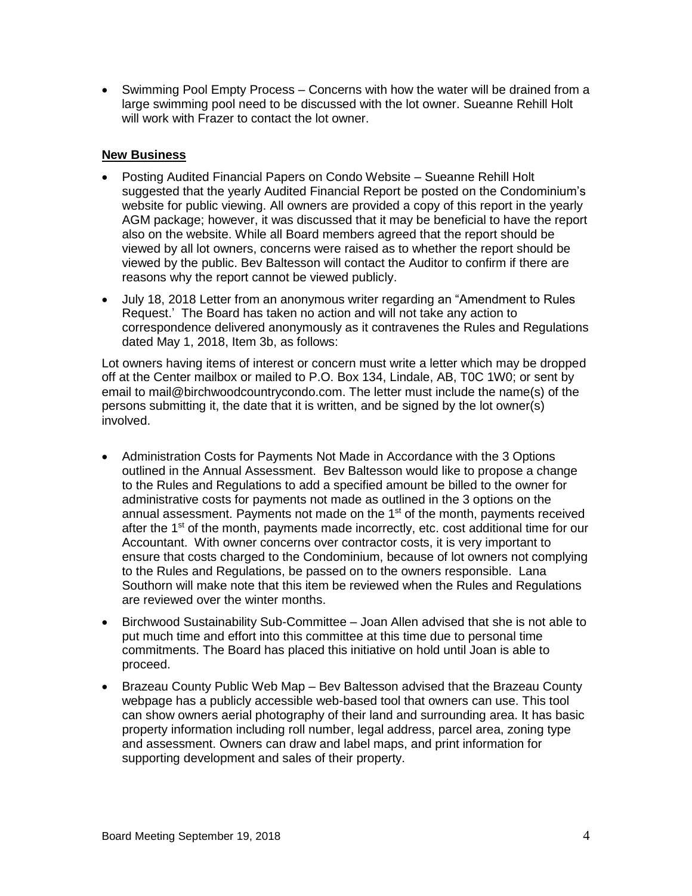- Swimming Pool Empty Process – Concerns with how the water will be drained from a large swimming pool need to be discussed with the lot owner. Sueanne Rehill Holt will work with Frazer to contact the lot owner.

**New Business**

- Posting Audited Financial Papers on Condo Website – Sueanne Rehill Holt suggested that the yearly Audited Financial Report be posted on the Condominium's website for public viewing. All owners are provided a copy of this report in the yearly AGM package; however, it was discussed that it may be beneficial to have the report also on the website. While all Board members agreed that the report should be viewed by all lot owners, concerns were raised as to whether the report should be viewed by the public. Bev Baltesson will contact the Auditor to confirm if there are reasons why the report cannot be viewed publicly.
- July 18, 2018 Letter from an anonymous writer regarding an "Amendment to Rules Request.' The Board has taken no action and will not take any action to correspondence delivered anonymously as it contravenes the Rules and Regulations dated May 1, 2018, Item 3b, as follows:

Lot owners having items of interest or concern must write a letter which may be dropped off at the Center mailbox or mailed to P.O. Box 134, Lindale, AB, T0C 1W0; or sent by email to mail@birchwoodcountrycondo.com. The letter must include the name(s) of the persons submitting it, the date that it is written, and be signed by the lot owner(s) involved.

- Administration Costs for Payments Not Made in Accordance with the 3 Options outlined in the Annual Assessment. Bev Baltesson would like to propose a change to the Rules and Regulations to add a specified amount be billed to the owner for administrative costs for payments not made as outlined in the 3 options on the annual assessment. Payments not made on the 1st of the month, payments received after the 1st of the month, payments made incorrectly, etc. cost additional time for our Accountant. With owner concerns over contractor costs, it is very important to ensure that costs charged to the Condominium, because of lot owners not complying to the Rules and Regulations, be passed on to the owners responsible. Lana Southorn will make note that this item be reviewed when the Rules and Regulations are reviewed over the winter months.
- Birchwood Sustainability Sub-Committee – Joan Allen advised that she is not able to put much time and effort into this committee at this time due to personal time commitments. The Board has placed this initiative on hold until Joan is able to proceed.
- Brazeau County Public Web Map – Bev Baltesson advised that the Brazeau County webpage has a publicly accessible web-based tool that owners can use. This tool can show owners aerial photography of their land and surrounding area. It has basic property information including roll number, legal address, parcel area, zoning type and assessment. Owners can draw and label maps, and print information for supporting development and sales of their property.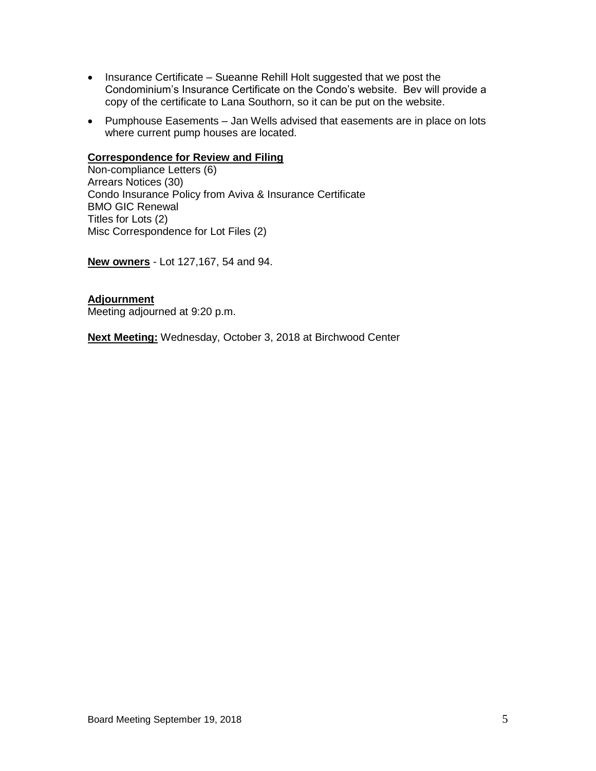- Insurance Certificate – Sueanne Rehill Holt suggested that we post the Condominium's Insurance Certificate on the Condo's website. Bev will provide a copy of the certificate to Lana Southorn, so it can be put on the website.
- Pumphouse Easements – Jan Wells advised that easements are in place on lots where current pump houses are located.

**Correspondence for Review and Filing**

Non-compliance Letters (6)
Arrears Notices (30)
Condo Insurance Policy from Aviva & Insurance Certificate
BMO GIC Renewal
Titles for Lots (2)
Misc Correspondence for Lot Files (2)

**New owners** - Lot 127,167, 54 and 94.

**Adjournment**

Meeting adjourned at 9:20 p.m.

**Next Meeting:** Wednesday, October 3, 2018 at Birchwood Center